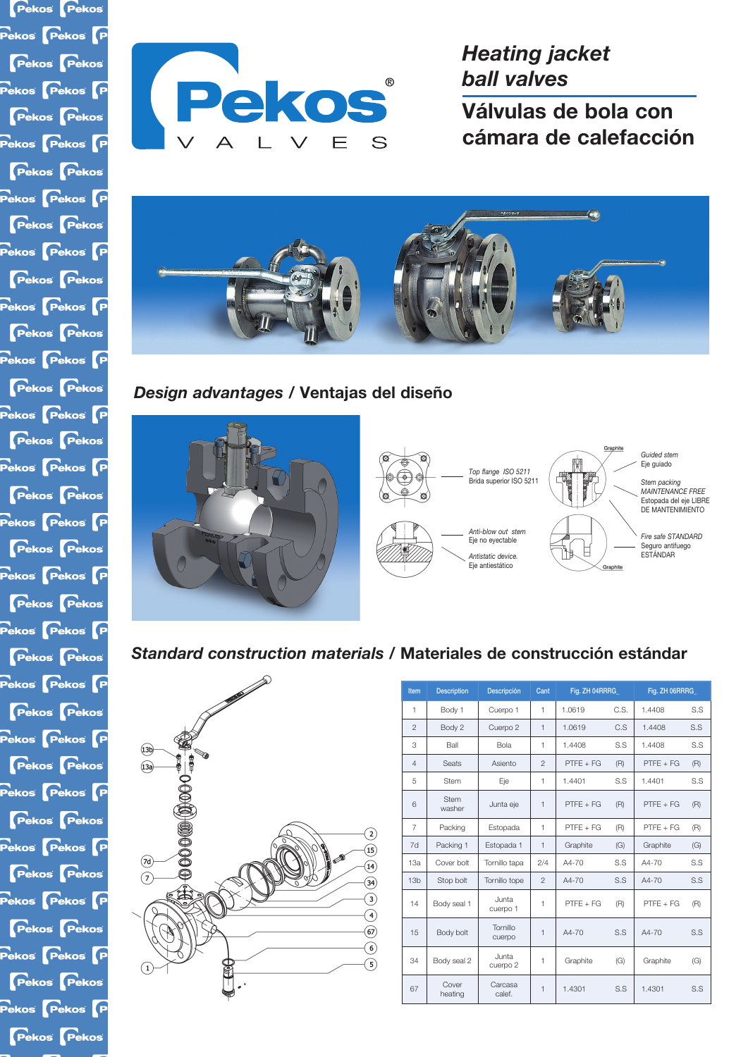# Pekos® VALVES

## *Heating jacket ball valves*

## Válvulas de bola con cámara de calefacción

## *Design advantages* / Ventajas del diseño

*Top flange ISO 5211*
Brida superior ISO 5211

*Anti-blow out stem*
Eje no eyectable

*Antistatic device.*
Eje antiestático

Graphite

*Guided stem*
Eje guiado

*Stem packing MAINTENANCE FREE*
Estopada del eje LIBRE DE MANTENIMIENTO

*Fire safe STANDARD*
Seguro antifuego ESTÁNDAR

Graphite

## *Standard construction materials* / Materiales de construcción estándar

13b
13a
7d
7
1
2
15
14
34
3
4
67
6
5

| Item | Description | Descripción | Cant | Fig. ZH 04RRRG_ | | Fig. ZH 06RRRG_ | |
|---|---|---|---|---|---|---|---|
| 1 | Body 1 | Cuerpo 1 | 1 | 1.0619 | C.S. | 1.4408 | S.S |
| 2 | Body 2 | Cuerpo 2 | 1 | 1.0619 | C.S | 1.4408 | S.S |
| 3 | Ball | Bola | 1 | 1.4408 | S.S | 1.4408 | S.S |
| 4 | Seats | Asiento | 2 | PTFE + FG | (R) | PTFE + FG | (R) |
| 5 | Stem | Eje | 1 | 1.4401 | S.S | 1.4401 | S.S |
| 6 | Stem washer | Junta eje | 1 | PTFE + FG | (R) | PTFE + FG | (R) |
| 7 | Packing | Estopada | 1 | PTFE + FG | (R) | PTFE + FG | (R) |
| 7d | Packing 1 | Estopada 1 | 1 | Graphite | (G) | Graphite | (G) |
| 13a | Cover bolt | Tornillo tapa | 2/4 | A4-70 | S.S | A4-70 | S.S |
| 13b | Stop bolt | Tornillo tope | 2 | A4-70 | S.S | A4-70 | S.S |
| 14 | Body seal 1 | Junta cuerpo 1 | 1 | PTFE + FG | (R) | PTFE + FG | (R) |
| 15 | Body bolt | Tornillo cuerpo | 1 | A4-70 | S.S | A4-70 | S.S |
| 34 | Body seal 2 | Junta cuerpo 2 | 1 | Graphite | (G) | Graphite | (G) |
| 67 | Cover heating | Carcasa calef. | 1 | 1.4301 | S.S | 1.4301 | S.S |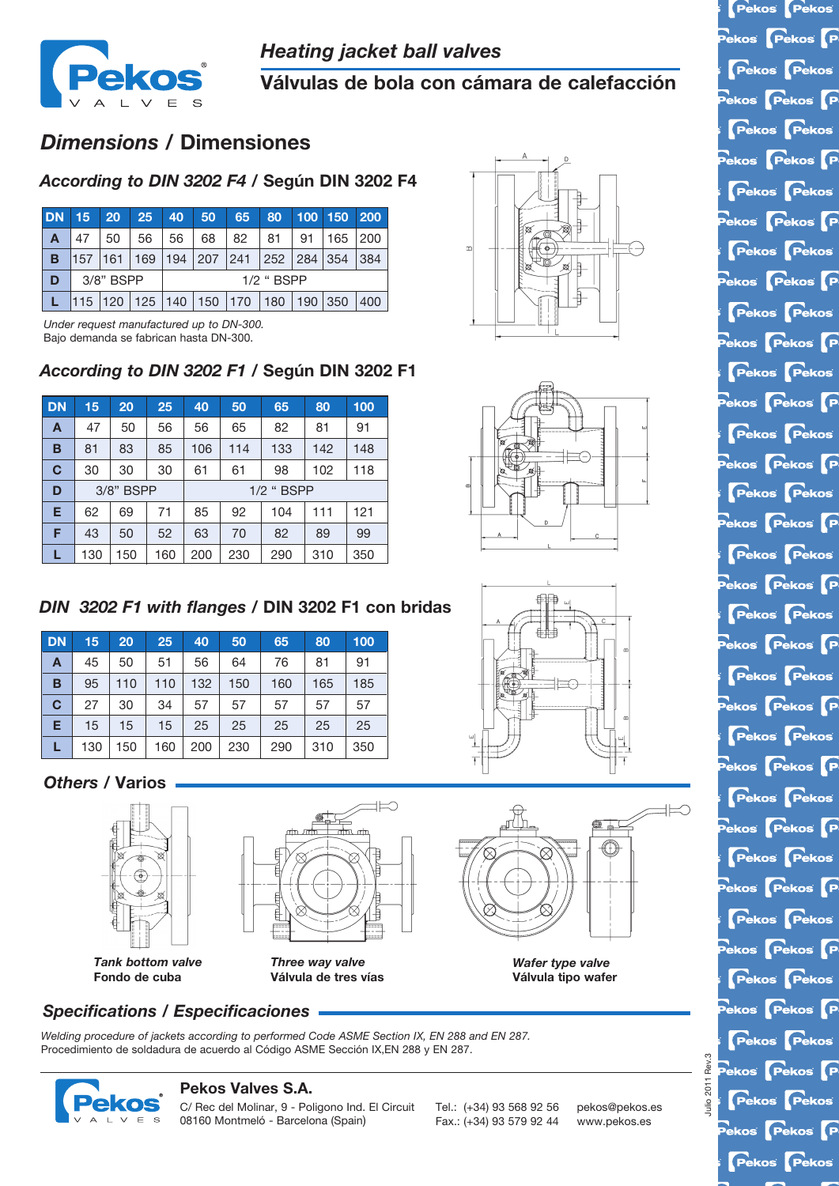# *Heating jacket ball valves*

# Válvulas de bola con cámara de calefacción

## *Dimensions* / Dimensiones

### *According to DIN 3202 F4* / Según DIN 3202 F4

| DN | 15 | 20 | 25 | 40 | 50 | 65 | 80 | 100 | 150 | 200 |
|---|---|---|---|---|---|---|---|---|---|---|
| A | 47 | 50 | 56 | 56 | 68 | 82 | 81 | 91 | 165 | 200 |
| B | 157 | 161 | 169 | 194 | 207 | 241 | 252 | 284 | 354 | 384 |
| D | 3/8" BSPP | | | 1/2 " BSPP | | | | | | |
| L | 115 | 120 | 125 | 140 | 150 | 170 | 180 | 190 | 350 | 400 |

*Under request manufactured up to DN-300.*
Bajo demanda se fabrican hasta DN-300.

### *According to DIN 3202 F1* / Según DIN 3202 F1

| DN | 15 | 20 | 25 | 40 | 50 | 65 | 80 | 100 |
|---|---|---|---|---|---|---|---|---|
| A | 47 | 50 | 56 | 56 | 65 | 82 | 81 | 91 |
| B | 81 | 83 | 85 | 106 | 114 | 133 | 142 | 148 |
| C | 30 | 30 | 30 | 61 | 61 | 98 | 102 | 118 |
| D | 3/8" BSPP | | | 1/2 " BSPP | | | | |
| E | 62 | 69 | 71 | 85 | 92 | 104 | 111 | 121 |
| F | 43 | 50 | 52 | 63 | 70 | 82 | 89 | 99 |
| L | 130 | 150 | 160 | 200 | 230 | 290 | 310 | 350 |

### *DIN 3202 F1 with flanges* / DIN 3202 F1 con bridas

| DN | 15 | 20 | 25 | 40 | 50 | 65 | 80 | 100 |
|---|---|---|---|---|---|---|---|---|
| A | 45 | 50 | 51 | 56 | 64 | 76 | 81 | 91 |
| B | 95 | 110 | 110 | 132 | 150 | 160 | 165 | 185 |
| C | 27 | 30 | 34 | 57 | 57 | 57 | 57 | 57 |
| E | 15 | 15 | 15 | 25 | 25 | 25 | 25 | 25 |
| L | 130 | 150 | 160 | 200 | 230 | 290 | 310 | 350 |

## *Others* / Varios

***Tank bottom valve***
**Fondo de cuba**

***Three way valve***
**Válvula de tres vías**

***Wafer type valve***
**Válvula tipo wafer**

## *Specifications* / *Especificaciones*

*Welding procedure of jackets according to performed Code ASME Section IX, EN 288 and EN 287.*
Procedimiento de soldadura de acuerdo al Código ASME Sección IX,EN 288 y EN 287.

**Pekos Valves S.A.**
C/ Rec del Molinar, 9 - Poligono Ind. El Circuit
08160 Montmeló - Barcelona (Spain)

Tel.: (+34) 93 568 92 56
Fax.: (+34) 93 579 92 44

pekos@pekos.es
www.pekos.es

Julio 2011 Rev.3